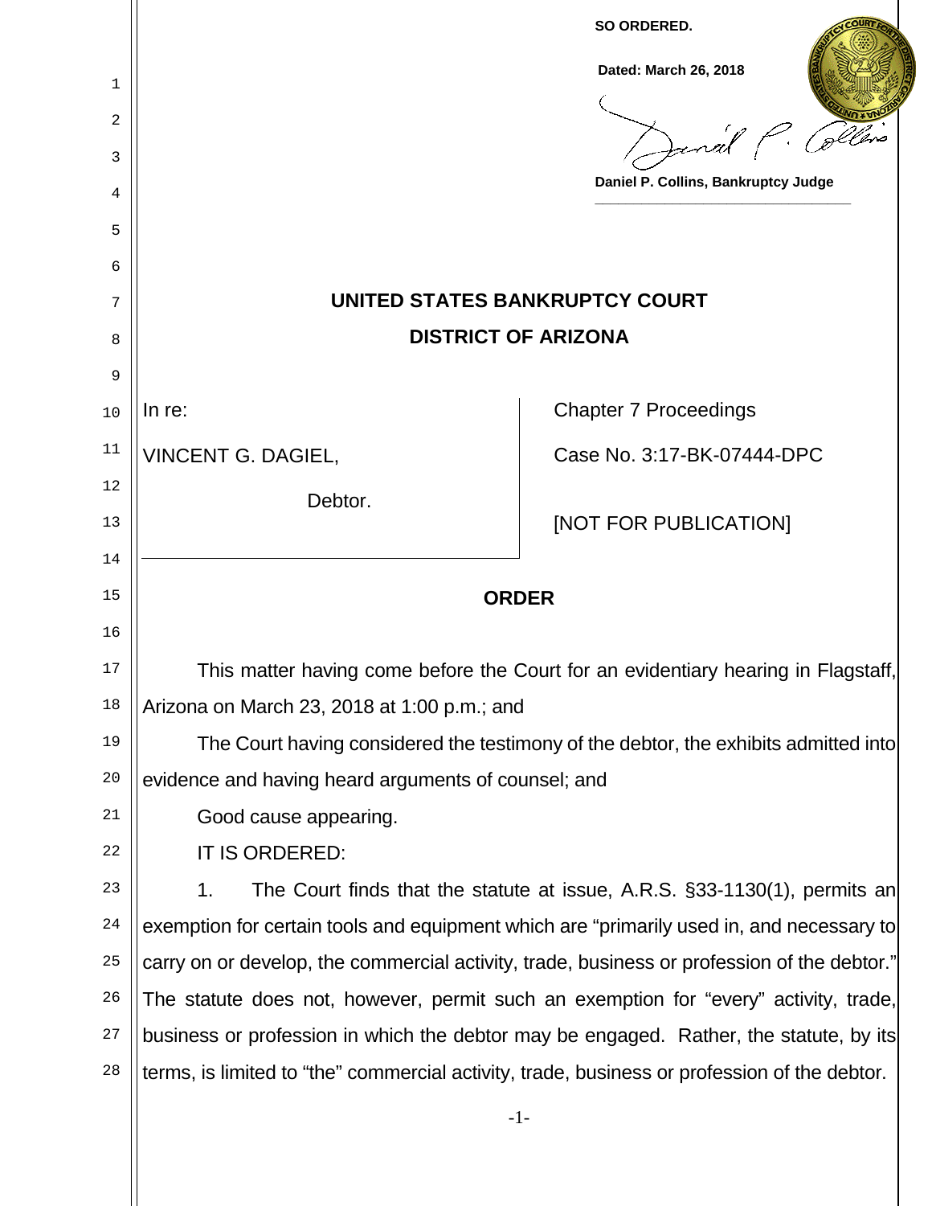**SO ORDERED.**

**Dated: March 26, 2018**

**Daniel P. Collins, Bankruptcy Judge**

## UNITED STATES BANKRUPTCY COURT
## DISTRICT OF ARIZONA

| In re: | Chapter 7 Proceedings |
|---|---|
| VINCENT G. DAGIEL, | Case No. 3:17-BK-07444-DPC |
| Debtor. | [NOT FOR PUBLICATION] |

## ORDER

This matter having come before the Court for an evidentiary hearing in Flagstaff, Arizona on March 23, 2018 at 1:00 p.m.; and

The Court having considered the testimony of the debtor, the exhibits admitted into evidence and having heard arguments of counsel; and

Good cause appearing.

IT IS ORDERED:

1. The Court finds that the statute at issue, A.R.S. §33-1130(1), permits an exemption for certain tools and equipment which are "primarily used in, and necessary to carry on or develop, the commercial activity, trade, business or profession of the debtor." The statute does not, however, permit such an exemption for "every" activity, trade, business or profession in which the debtor may be engaged. Rather, the statute, by its terms, is limited to "the" commercial activity, trade, business or profession of the debtor.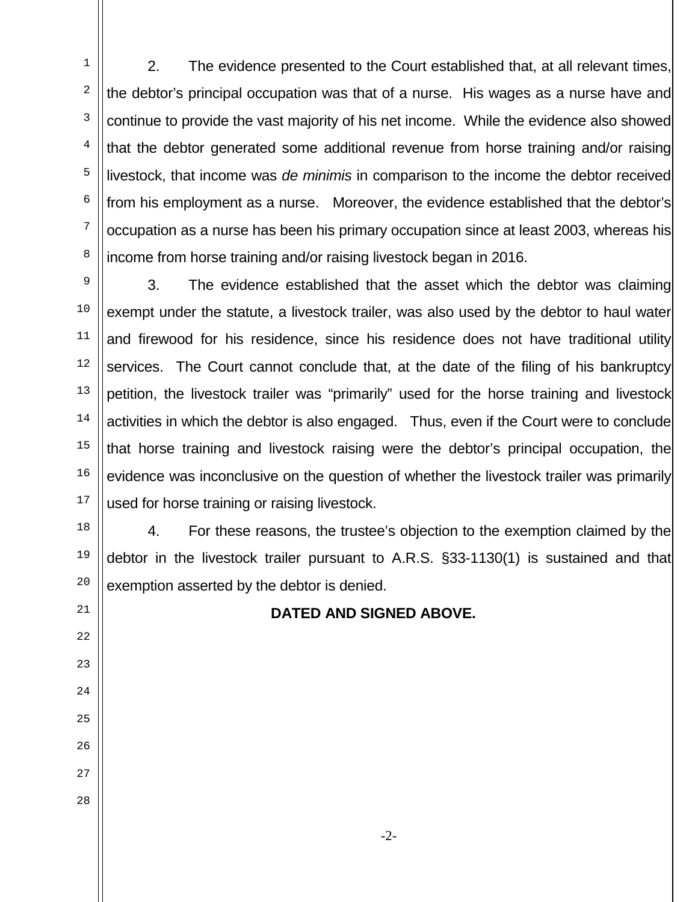2. The evidence presented to the Court established that, at all relevant times, the debtor's principal occupation was that of a nurse. His wages as a nurse have and continue to provide the vast majority of his net income. While the evidence also showed that the debtor generated some additional revenue from horse training and/or raising livestock, that income was *de minimis* in comparison to the income the debtor received from his employment as a nurse. Moreover, the evidence established that the debtor's occupation as a nurse has been his primary occupation since at least 2003, whereas his income from horse training and/or raising livestock began in 2016.

3. The evidence established that the asset which the debtor was claiming exempt under the statute, a livestock trailer, was also used by the debtor to haul water and firewood for his residence, since his residence does not have traditional utility services. The Court cannot conclude that, at the date of the filing of his bankruptcy petition, the livestock trailer was "primarily" used for the horse training and livestock activities in which the debtor is also engaged. Thus, even if the Court were to conclude that horse training and livestock raising were the debtor's principal occupation, the evidence was inconclusive on the question of whether the livestock trailer was primarily used for horse training or raising livestock.

4. For these reasons, the trustee's objection to the exemption claimed by the debtor in the livestock trailer pursuant to A.R.S. §33-1130(1) is sustained and that exemption asserted by the debtor is denied.

**DATED AND SIGNED ABOVE.**